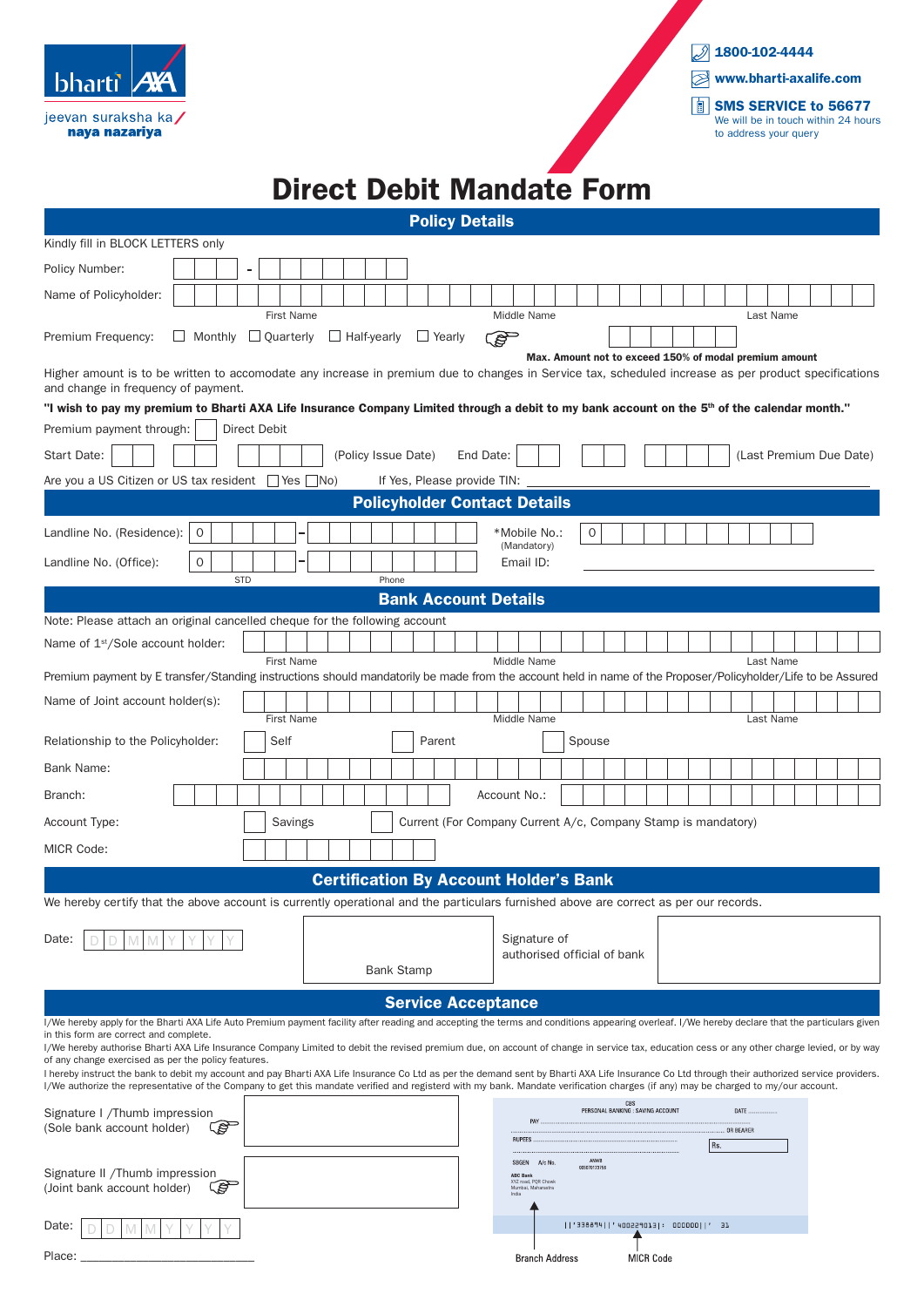bharti AXA

jeevan suraksha ka
**naya nazariya**

1800-102-4444

www.bharti-axalife.com

**SMS SERVICE to 56677**
We will be in touch within 24 hours to address your query

# Direct Debit Mandate Form

## Policy Details

Kindly fill in BLOCK LETTERS only

Policy Number: ___ - ___

Name of Policyholder: ___ (First Name) ___ (Middle Name) ___ (Last Name)

Premium Frequency: ☐ Monthly ☐ Quarterly ☐ Half-yearly ☐ Yearly ___

**Max. Amount not to exceed 150% of modal premium amount**

Higher amount is to be written to accomodate any increase in premium due to changes in Service tax, scheduled increase as per product specifications and change in frequency of payment.

**"I wish to pay my premium to Bharti AXA Life Insurance Company Limited through a debit to my bank account on the 5th of the calendar month."**

Premium payment through: ☐ Direct Debit

Start Date: ___ (Policy Issue Date) End Date: ___ (Last Premium Due Date)

Are you a US Citizen or US tax resident ☐ Yes ☐ No) If Yes, Please provide TIN: ___

## Policyholder Contact Details

Landline No. (Residence): 0 ___ - ___ *Mobile No.: (Mandatory) 0 ___

Landline No. (Office): 0 ___ (STD) - ___ (Phone) Email ID: ___

## Bank Account Details

Note: Please attach an original cancelled cheque for the following account

Name of 1st/Sole account holder: ___ (First Name) ___ (Middle Name) ___ (Last Name)

Premium payment by E transfer/Standing instructions should mandatorily be made from the account held in name of the Proposer/Policyholder/Life to be Assured

Name of Joint account holder(s): ___ (First Name) ___ (Middle Name) ___ (Last Name)

Relationship to the Policyholder: ☐ Self ☐ Parent ☐ Spouse

Bank Name: ___

Branch: ___ Account No.: ___

Account Type: ☐ Savings ☐ Current (For Company Current A/c, Company Stamp is mandatory)

MICR Code: ___

## Certification By Account Holder's Bank

We hereby certify that the above account is currently operational and the particulars furnished above are correct as per our records.

Date: D D M M Y Y Y Y

Bank Stamp

Signature of authorised official of bank

## Service Acceptance

I/We hereby apply for the Bharti AXA Life Auto Premium payment facility after reading and accepting the terms and conditions appearing overleaf. I/We hereby declare that the particulars given in this form are correct and complete.

I/We hereby authorise Bharti AXA Life Insurance Company Limited to debit the revised premium due, on account of change in service tax, education cess or any other charge levied, or by way of any change exercised as per the policy features.

I hereby instruct the bank to debit my account and pay Bharti AXA Life Insurance Co Ltd as per the demand sent by Bharti AXA Life Insurance Co Ltd through their authorized service providers. I/We authorize the representative of the Company to get this mandate verified and registerd with my bank. Mandate verification charges (if any) may be charged to my/our account.

Signature I /Thumb impression
(Sole bank account holder)

Signature II /Thumb impression
(Joint bank account holder)

Date: D D M M Y Y Y Y

Place: ___

Branch Address

MICR Code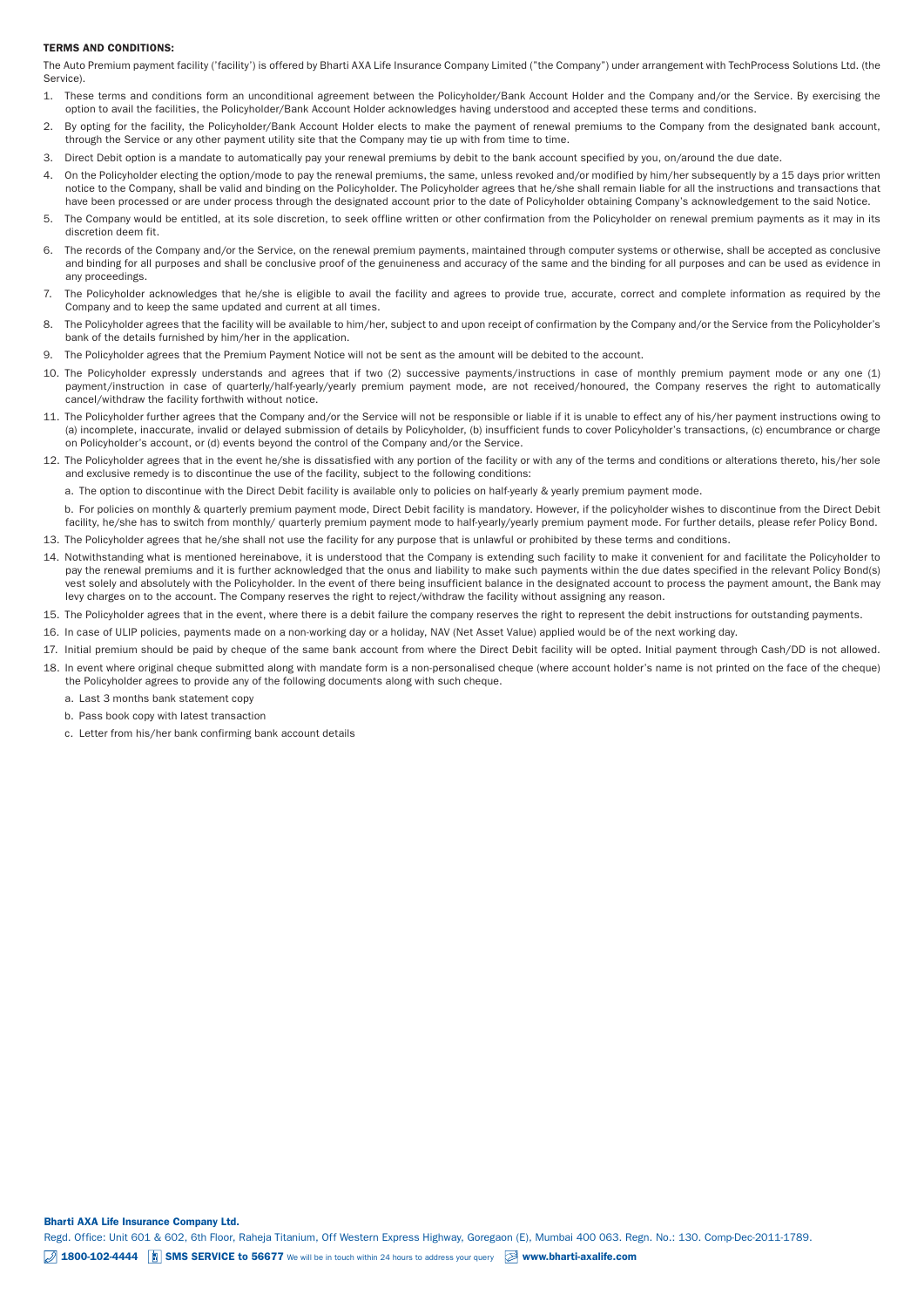**TERMS AND CONDITIONS:**

The Auto Premium payment facility ('facility') is offered by Bharti AXA Life Insurance Company Limited ("the Company") under arrangement with TechProcess Solutions Ltd. (the Service).

1. These terms and conditions form an unconditional agreement between the Policyholder/Bank Account Holder and the Company and/or the Service. By exercising the option to avail the facilities, the Policyholder/Bank Account Holder acknowledges having understood and accepted these terms and conditions.
2. By opting for the facility, the Policyholder/Bank Account Holder elects to make the payment of renewal premiums to the Company from the designated bank account, through the Service or any other payment utility site that the Company may tie up with from time to time.
3. Direct Debit option is a mandate to automatically pay your renewal premiums by debit to the bank account specified by you, on/around the due date.
4. On the Policyholder electing the option/mode to pay the renewal premiums, the same, unless revoked and/or modified by him/her subsequently by a 15 days prior written notice to the Company, shall be valid and binding on the Policyholder. The Policyholder agrees that he/she shall remain liable for all the instructions and transactions that have been processed or are under process through the designated account prior to the date of Policyholder obtaining Company's acknowledgement to the said Notice.
5. The Company would be entitled, at its sole discretion, to seek offline written or other confirmation from the Policyholder on renewal premium payments as it may in its discretion deem fit.
6. The records of the Company and/or the Service, on the renewal premium payments, maintained through computer systems or otherwise, shall be accepted as conclusive and binding for all purposes and shall be conclusive proof of the genuineness and accuracy of the same and the binding for all purposes and can be used as evidence in any proceedings.
7. The Policyholder acknowledges that he/she is eligible to avail the facility and agrees to provide true, accurate, correct and complete information as required by the Company and to keep the same updated and current at all times.
8. The Policyholder agrees that the facility will be available to him/her, subject to and upon receipt of confirmation by the Company and/or the Service from the Policyholder's bank of the details furnished by him/her in the application.
9. The Policyholder agrees that the Premium Payment Notice will not be sent as the amount will be debited to the account.
10. The Policyholder expressly understands and agrees that if two (2) successive payments/instructions in case of monthly premium payment mode or any one (1) payment/instruction in case of quarterly/half-yearly/yearly premium payment mode, are not received/honoured, the Company reserves the right to automatically cancel/withdraw the facility forthwith without notice.
11. The Policyholder further agrees that the Company and/or the Service will not be responsible or liable if it is unable to effect any of his/her payment instructions owing to (a) incomplete, inaccurate, invalid or delayed submission of details by Policyholder, (b) insufficient funds to cover Policyholder's transactions, (c) encumbrance or charge on Policyholder's account, or (d) events beyond the control of the Company and/or the Service.
12. The Policyholder agrees that in the event he/she is dissatisfied with any portion of the facility or with any of the terms and conditions or alterations thereto, his/her sole and exclusive remedy is to discontinue the use of the facility, subject to the following conditions:

    a. The option to discontinue with the Direct Debit facility is available only to policies on half-yearly & yearly premium payment mode.

    b. For policies on monthly & quarterly premium payment mode, Direct Debit facility is mandatory. However, if the policyholder wishes to discontinue from the Direct Debit facility, he/she has to switch from monthly/ quarterly premium payment mode to half-yearly/yearly premium payment mode. For further details, please refer Policy Bond.
13. The Policyholder agrees that he/she shall not use the facility for any purpose that is unlawful or prohibited by these terms and conditions.
14. Notwithstanding what is mentioned hereinabove, it is understood that the Company is extending such facility to make it convenient for and facilitate the Policyholder to pay the renewal premiums and it is further acknowledged that the onus and liability to make such payments within the due dates specified in the relevant Policy Bond(s) vest solely and absolutely with the Policyholder. In the event of there being insufficient balance in the designated account to process the payment amount, the Bank may levy charges on to the account. The Company reserves the right to reject/withdraw the facility without assigning any reason.
15. The Policyholder agrees that in the event, where there is a debit failure the company reserves the right to represent the debit instructions for outstanding payments.
16. In case of ULIP policies, payments made on a non-working day or a holiday, NAV (Net Asset Value) applied would be of the next working day.
17. Initial premium should be paid by cheque of the same bank account from where the Direct Debit facility will be opted. Initial payment through Cash/DD is not allowed.
18. In event where original cheque submitted along with mandate form is a non-personalised cheque (where account holder's name is not printed on the face of the cheque) the Policyholder agrees to provide any of the following documents along with such cheque.

    a. Last 3 months bank statement copy

    b. Pass book copy with latest transaction

    c. Letter from his/her bank confirming bank account details

**Bharti AXA Life Insurance Company Ltd.**

Regd. Office: Unit 601 & 602, 6th Floor, Raheja Titanium, Off Western Express Highway, Goregaon (E), Mumbai 400 063. Regn. No.: 130. Comp-Dec-2011-1789.

**1800-102-4444** **SMS SERVICE to 56677** We will be in touch within 24 hours to address your query **www.bharti-axalife.com**